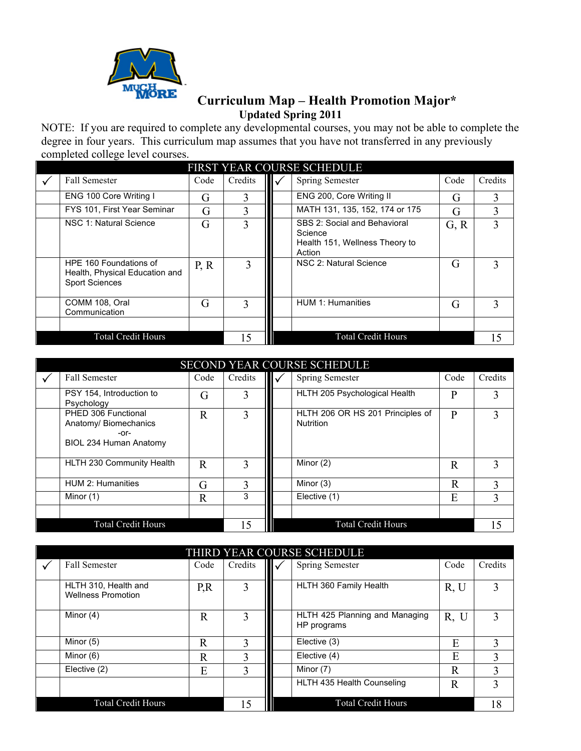# Curriculum Map – Health Promotion Major*

**Updated Spring 2011**

NOTE: If you are required to complete any developmental courses, you may not be able to complete the degree in four years. This curriculum map assumes that you have not transferred in any previously completed college level courses.

| FIRST YEAR COURSE SCHEDULE | | | | | | | |
|---|---|---|---|---|---|---|---|
| ✓ | Fall Semester | Code | Credits | ✓ | Spring Semester | Code | Credits |
| | ENG 100 Core Writing I | G | 3 | | ENG 200, Core Writing II | G | 3 |
| | FYS 101, First Year Seminar | G | 3 | | MATH 131, 135, 152, 174 or 175 | G | 3 |
| | NSC 1: Natural Science | G | 3 | | SBS 2: Social and Behavioral Science Health 151, Wellness Theory to Action | G, R | 3 |
| | HPE 160 Foundations of Health, Physical Education and Sport Sciences | P, R | 3 | | NSC 2: Natural Science | G | 3 |
| | COMM 108, Oral Communication | G | 3 | | HUM 1: Humanities | G | 3 |
| | | | | | | | |
| | Total Credit Hours | | 15 | | Total Credit Hours | | 15 |

| SECOND YEAR COURSE SCHEDULE | | | | | | | |
|---|---|---|---|---|---|---|---|
| ✓ | Fall Semester | Code | Credits | ✓ | Spring Semester | Code | Credits |
| | PSY 154, Introduction to Psychology | G | 3 | | HLTH 205 Psychological Health | P | 3 |
| | PHED 306 Functional Anatomy/ Biomechanics -or- BIOL 234 Human Anatomy | R | 3 | | HLTH 206 OR HS 201 Principles of Nutrition | P | 3 |
| | HLTH 230 Community Health | R | 3 | | Minor (2) | R | 3 |
| | HUM 2: Humanities | G | 3 | | Minor (3) | R | 3 |
| | Minor (1) | R | 3 | | Elective (1) | E | 3 |
| | | | | | | | |
| | Total Credit Hours | | 15 | | Total Credit Hours | | 15 |

| THIRD YEAR COURSE SCHEDULE | | | | | | | |
|---|---|---|---|---|---|---|---|
| ✓ | Fall Semester | Code | Credits | ✓ | Spring Semester | Code | Credits |
| | HLTH 310, Health and Wellness Promotion | P,R | 3 | | HLTH 360 Family Health | R, U | 3 |
| | Minor (4) | R | 3 | | HLTH 425 Planning and Managing HP programs | R, U | 3 |
| | Minor (5) | R | 3 | | Elective (3) | E | 3 |
| | Minor (6) | R | 3 | | Elective (4) | E | 3 |
| | Elective (2) | E | 3 | | Minor (7) | R | 3 |
| | | | | | HLTH 435 Health Counseling | R | 3 |
| | Total Credit Hours | | 15 | | Total Credit Hours | | 18 |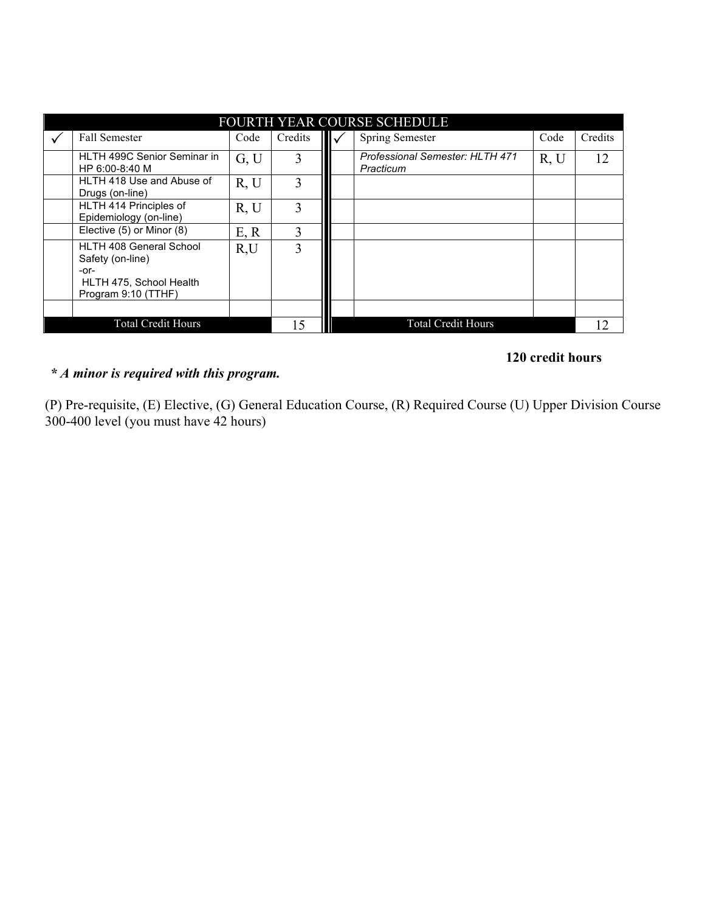| FOURTH YEAR COURSE SCHEDULE | | | | | | | |
|---|---|---|---|---|---|---|---|
| ✓ | Fall Semester | Code | Credits | ✓ | Spring Semester | Code | Credits |
| | HLTH 499C Senior Seminar in HP 6:00-8:40 M | G, U | 3 | | *Professional Semester: HLTH 471 Practicum* | R, U | 12 |
| | HLTH 418 Use and Abuse of Drugs (on-line) | R, U | 3 | | | | |
| | HLTH 414 Principles of Epidemiology (on-line) | R, U | 3 | | | | |
| | Elective (5) or Minor (8) | E, R | 3 | | | | |
| | HLTH 408 General School Safety (on-line) -or- HLTH 475, School Health Program 9:10 (TTHF) | R,U | 3 | | | | |
| | | | | | | | |
| | Total Credit Hours | | 15 | | Total Credit Hours | | 12 |

**120 credit hours**

***\* A minor is required with this program.***

(P) Pre-requisite, (E) Elective, (G) General Education Course, (R) Required Course (U) Upper Division Course 300-400 level (you must have 42 hours)